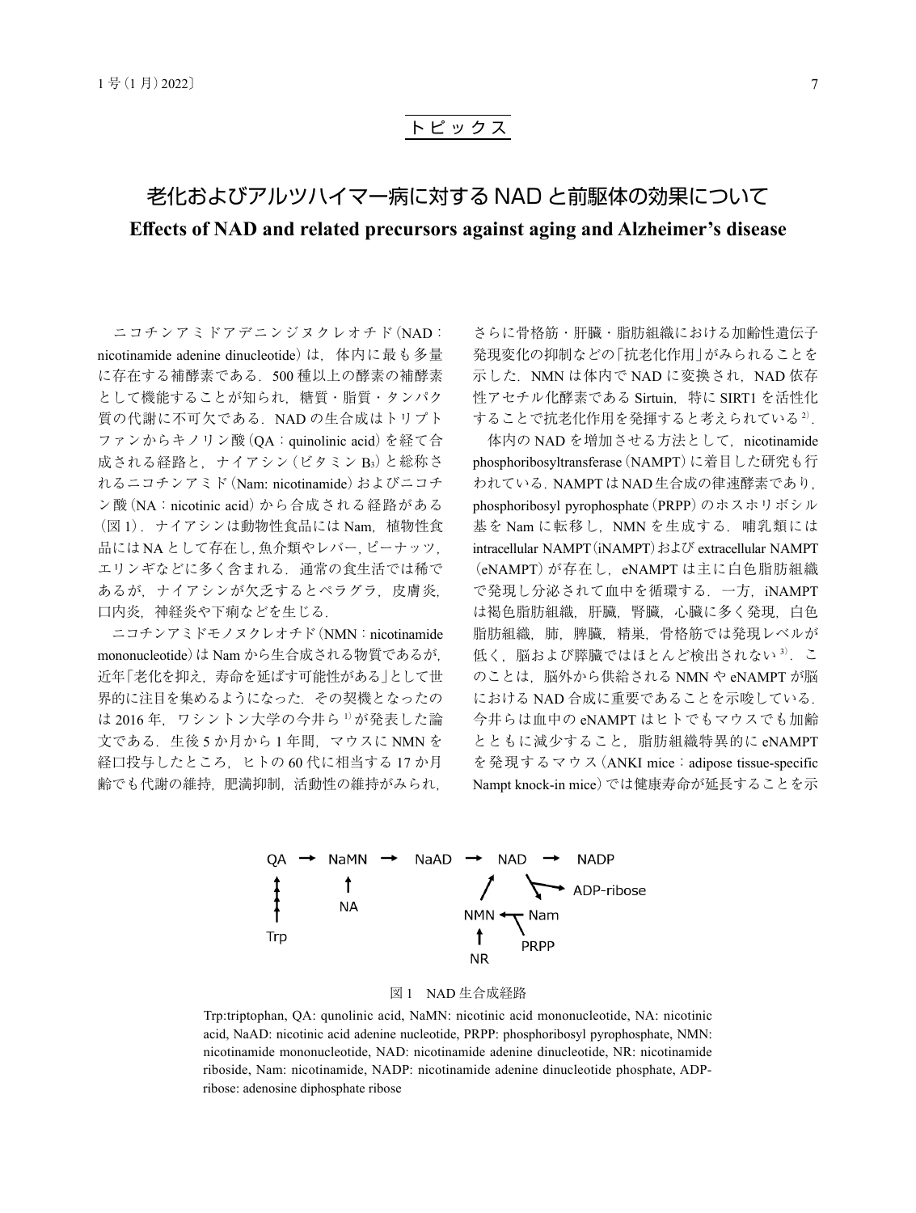トピックス

# 老化およびアルツハイマー病に対するNADと前駆体の効果について

## Effects of NAD and related precursors against aging and Alzheimer's disease

ニコチンアミドアデニンジヌクレオチド（NAD：nicotinamide adenine dinucleotide）は，体内に最も多量に存在する補酵素である．500種以上の酵素の補酵素として機能することが知られ，糖質・脂質・タンパク質の代謝に不可欠である．NADの生合成はトリプトファンからキノリン酸（QA：quinolinic acid）を経て合成される経路と，ナイアシン（ビタミン$B_3$）と総称されるニコチンアミド（Nam: nicotinamide）およびニコチン酸（NA：nicotinic acid）から合成される経路がある（図1）．ナイアシンは動物性食品にはNam，植物性食品にはNAとして存在し，魚介類やレバー，ピーナッツ，エリンギなどに多く含まれる．通常の食生活では稀であるが，ナイアシンが欠乏するとペラグラ，皮膚炎，口内炎，神経炎や下痢などを生じる．

ニコチンアミドモノヌクレオチド（NMN：nicotinamide mononucleotide）はNamから生合成される物質であるが，近年「老化を抑え，寿命を延ばす可能性がある」として世界的に注目を集めるようになった．その契機となったのは2016年，ワシントン大学の今井ら[1]が発表した論文である．生後5か月から1年間，マウスにNMNを経口投与したところ，ヒトの60代に相当する17か月齢でも代謝の維持，肥満抑制，活動性の維持がみられ，さらに骨格筋・肝臓・脂肪組織における加齢性遺伝子発現変化の抑制などの「抗老化作用」がみられることを示した．NMNは体内でNADに変換され，NAD依存性アセチル化酵素であるSirtuin，特にSIRT1を活性化することで抗老化作用を発揮すると考えられている[2]．

体内のNADを増加させる方法として，nicotinamide phosphoribosyltransferase（NAMPT）に着目した研究も行われている．NAMPTはNAD生合成の律速酵素であり，phosphoribosyl pyrophosphate（PRPP）のホスホリボシル基をNamに転移し，NMNを生成する．哺乳類にはintracellular NAMPT（iNAMPT）およびextracellular NAMPT（eNAMPT）が存在し，eNAMPTは主に白色脂肪組織で発現し分泌されて血中を循環する．一方，iNAMPTは褐色脂肪組織，肝臓，腎臓，心臓に多く発現，白色脂肪組織，肺，脾臓，精巣，骨格筋では発現レベルが低く，脳および膵臓ではほとんど検出されない[3]．このことは，脳外から供給されるNMNやeNAMPTが脳におけるNAD合成に重要であることを示唆している．今井らは血中のeNAMPTはヒトでもマウスでも加齢とともに減少すること，脂肪組織特異的にeNAMPTを発現するマウス（ANKI mice：adipose tissue-specific Nampt knock-in mice）では健康寿命が延長することを示

QA → NaMN → NaAD → NAD → NADP
Trp → QA; NA → NaMN; NAD → ADP-ribose
Nam → NMN → NAD; PRPP → NMN; NR → NMN

図1　NAD生合成経路

Trp:triptophan, QA: qunolinic acid, NaMN: nicotinic acid mononucleotide, NA: nicotinic acid, NaAD: nicotinic acid adenine nucleotide, PRPP: phosphoribosyl pyrophosphate, NMN: nicotinamide mononucleotide, NAD: nicotinamide adenine dinucleotide, NR: nicotinamide riboside, Nam: nicotinamide, NADP: nicotinamide adenine dinucleotide phosphate, ADP-ribose: adenosine diphosphate ribose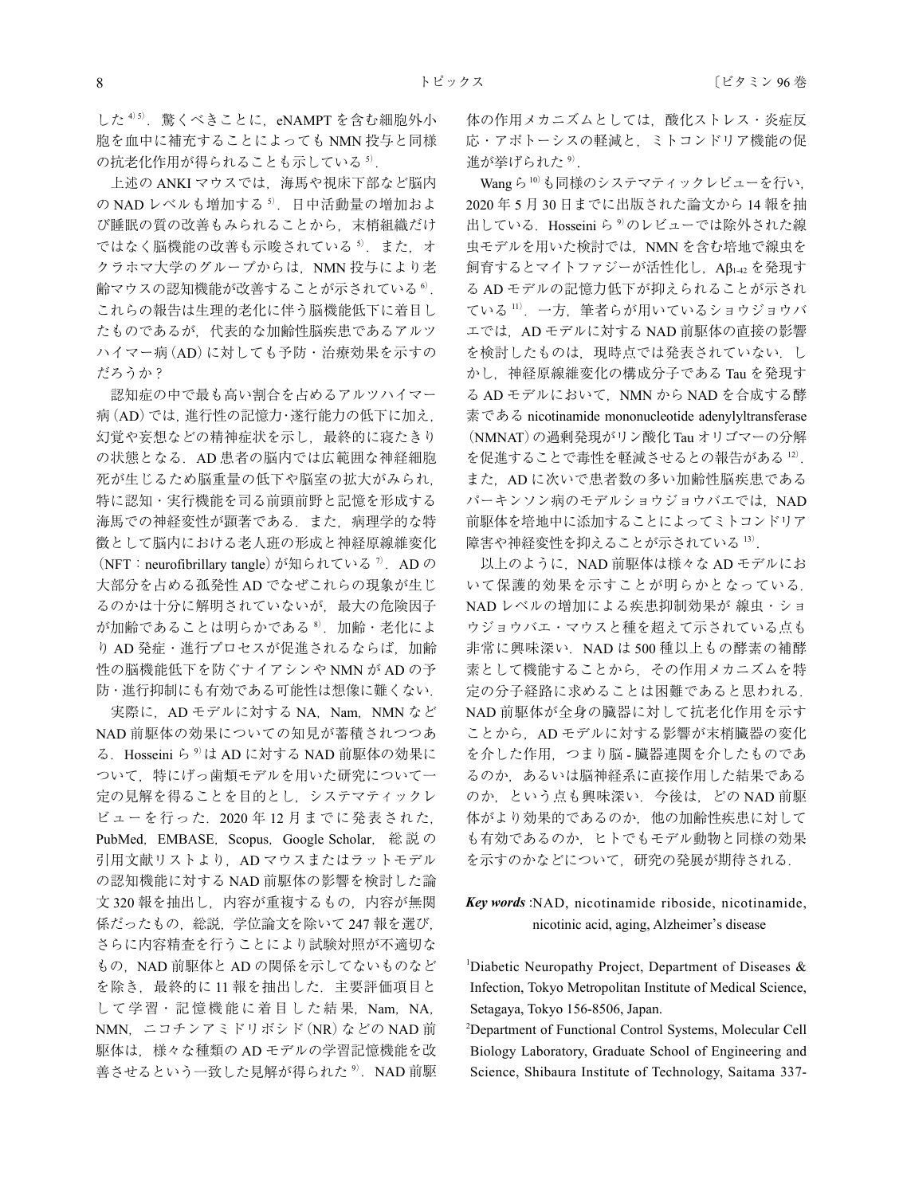した[4)5)]．驚くべきことに，eNAMPT を含む細胞外小胞を血中に補充することによっても NMN 投与と同様の抗老化作用が得られることも示している[5)]．

上述の ANKI マウスでは，海馬や視床下部など脳内の NAD レベルも増加する[5)]．日中活動量の増加および睡眠の質の改善もみられることから，末梢組織だけではなく脳機能の改善も示唆されている[5)]．また，オクラホマ大学のグループからは，NMN 投与により老齢マウスの認知機能が改善することが示されている[6)]．これらの報告は生理的老化に伴う脳機能低下に着目したものであるが，代表的な加齢性脳疾患であるアルツハイマー病（AD）に対しても予防・治療効果を示すのだろうか？

認知症の中で最も高い割合を占めるアルツハイマー病（AD）では，進行性の記憶力･遂行能力の低下に加え，幻覚や妄想などの精神症状を示し，最終的に寝たきりの状態となる．AD 患者の脳内では広範囲な神経細胞死が生じるため脳重量の低下や脳室の拡大がみられ，特に認知・実行機能を司る前頭前野と記憶を形成する海馬での神経変性が顕著である．また，病理学的な特徴として脳内における老人班の形成と神経原線維変化（NFT：neurofibrillary tangle）が知られている[7)]．AD の大部分を占める孤発性 AD でなぜこれらの現象が生じるのかは十分に解明されていないが，最大の危険因子が加齢であることは明らかである[8)]．加齢・老化により AD 発症・進行プロセスが促進されるならば，加齢性の脳機能低下を防ぐナイアシンや NMN が AD の予防・進行抑制にも有効である可能性は想像に難くない．

実際に，AD モデルに対する NA，Nam，NMN など NAD 前駆体の効果についての知見が蓄積されつつある．Hosseini ら[9)]は AD に対する NAD 前駆体の効果について，特にげっ歯類モデルを用いた研究について一定の見解を得ることを目的とし，システマティックレビューを行った．2020 年 12 月までに発表された，PubMed，EMBASE，Scopus，Google Scholar，総説の引用文献リストより，AD マウスまたはラットモデルの認知機能に対する NAD 前駆体の影響を検討した論文 320 報を抽出し，内容が重複するもの，内容が無関係だったもの，総説，学位論文を除いて 247 報を選び，さらに内容精査を行うことにより試験対照が不適切なもの，NAD 前駆体と AD の関係を示してないものなどを除き，最終的に 11 報を抽出した．主要評価項目として学習・記憶機能に着目した結果，Nam，NA，NMN，ニコチンアミドリボシド（NR）などの NAD 前駆体は，様々な種類の AD モデルの学習記憶機能を改善させるという一致した見解が得られた[9)]．NAD 前駆体の作用メカニズムとしては，酸化ストレス・炎症反応・アポトーシスの軽減と，ミトコンドリア機能の促進が挙げられた[9)]．

Wang ら[10)]も同様のシステマティックレビューを行い，2020 年 5 月 30 日までに出版された論文から 14 報を抽出している．Hosseini ら[9)]のレビューでは除外された線虫モデルを用いた検討では，NMN を含む培地で線虫を飼育するとマイトファジーが活性化し，$A\beta_{1\text{-}42}$ を発現する AD モデルの記憶力低下が抑えられることが示されている[11)]．一方，筆者らが用いているショウジョウバエでは，AD モデルに対する NAD 前駆体の直接の影響を検討したものは，現時点では発表されていない．しかし，神経原線維変化の構成分子である Tau を発現する AD モデルにおいて，NMN から NAD を合成する酵素である nicotinamide mononucleotide adenylyltransferase（NMNAT）の過剰発現がリン酸化 Tau オリゴマーの分解を促進することで毒性を軽減させるとの報告がある[12)]．また，AD に次いで患者数の多い加齢性脳疾患であるパーキンソン病のモデルショウジョウバエでは，NAD 前駆体を培地中に添加することによってミトコンドリア障害や神経変性を抑えることが示されている[13)]．

以上のように，NAD 前駆体は様々な AD モデルにおいて保護的効果を示すことが明らかとなっている．NAD レベルの増加による疾患抑制効果が 線虫・ショウジョウバエ・マウスと種を超えて示されている点も非常に興味深い．NAD は 500 種以上もの酵素の補酵素として機能することから，その作用メカニズムを特定の分子経路に求めることは困難であると思われる．NAD 前駆体が全身の臓器に対して抗老化作用を示すことから，AD モデルに対する影響が末梢臓器の変化を介した作用，つまり脳 - 臓器連関を介したものであるのか，あるいは脳神経系に直接作用した結果であるのか，という点も興味深い．今後は，どの NAD 前駆体がより効果的であるのか，他の加齢性疾患に対しても有効であるのか，ヒトでもモデル動物と同様の効果を示すのかなどについて，研究の発展が期待される．

***Key words*** :NAD, nicotinamide riboside, nicotinamide, nicotinic acid, aging, Alzheimer's disease

[1]Diabetic Neuropathy Project, Department of Diseases & Infection, Tokyo Metropolitan Institute of Medical Science, Setagaya, Tokyo 156-8506, Japan.

[2]Department of Functional Control Systems, Molecular Cell Biology Laboratory, Graduate School of Engineering and Science, Shibaura Institute of Technology, Saitama 337-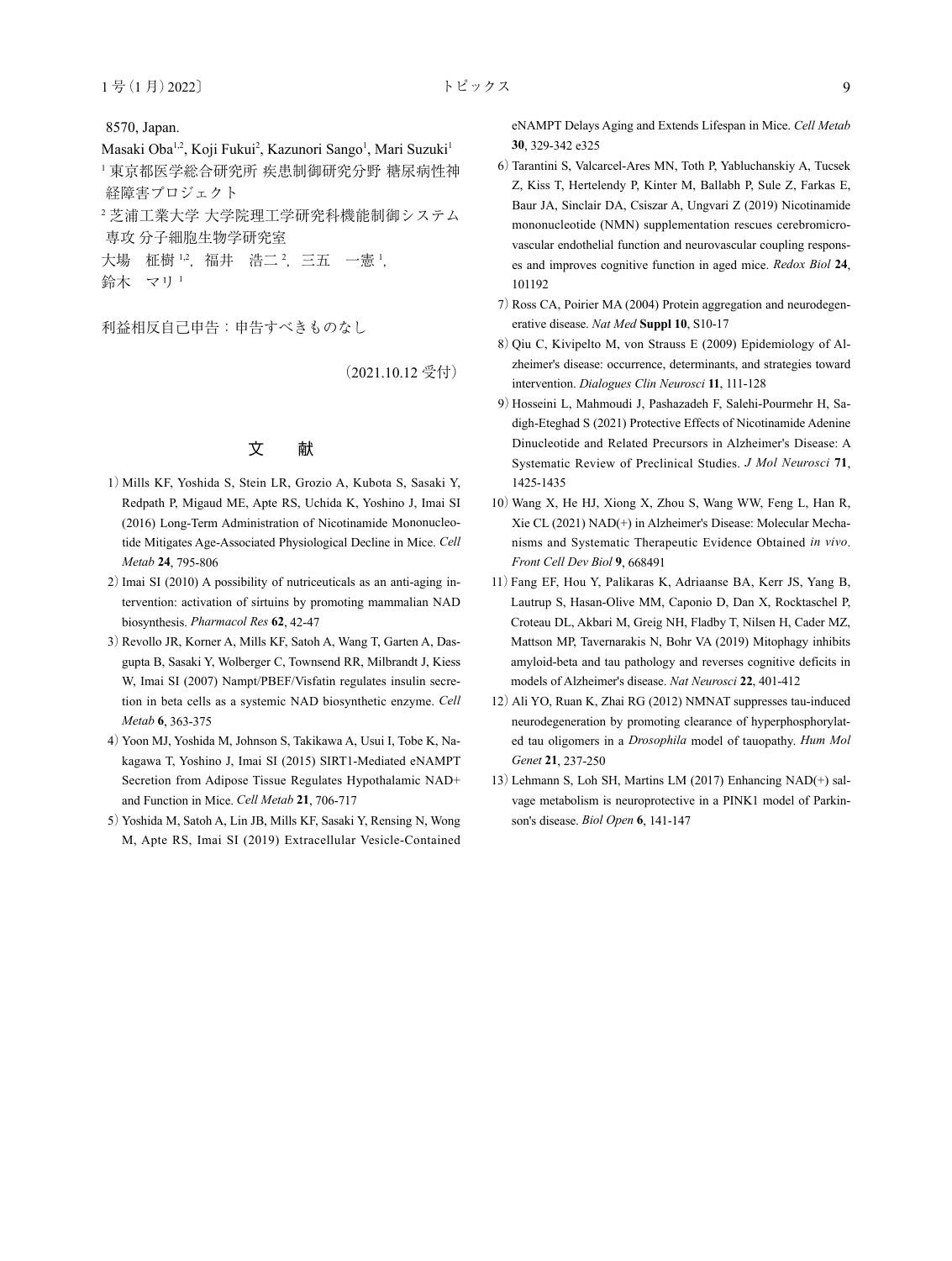8570, Japan.

Masaki Oba[1,2], Koji Fukui[2], Kazunori Sango[1], Mari Suzuki[1]

[1] 東京都医学総合研究所 疾患制御研究分野 糖尿病性神経障害プロジェクト

[2] 芝浦工業大学 大学院理工学研究科機能制御システム専攻 分子細胞生物学研究室

大場　柾樹[1,2]，福井　浩二[2]，三五　一憲[1]，鈴木　マリ[1]

利益相反自己申告：申告すべきものなし

（2021.10.12 受付）

## 文　献

1）Mills KF, Yoshida S, Stein LR, Grozio A, Kubota S, Sasaki Y, Redpath P, Migaud ME, Apte RS, Uchida K, Yoshino J, Imai SI (2016) Long-Term Administration of Nicotinamide Mononucleotide Mitigates Age-Associated Physiological Decline in Mice. *Cell Metab* **24**, 795-806

2）Imai SI (2010) A possibility of nutriceuticals as an anti-aging intervention: activation of sirtuins by promoting mammalian NAD biosynthesis. *Pharmacol Res* **62**, 42-47

3）Revollo JR, Korner A, Mills KF, Satoh A, Wang T, Garten A, Dasgupta B, Sasaki Y, Wolberger C, Townsend RR, Milbrandt J, Kiess W, Imai SI (2007) Nampt/PBEF/Visfatin regulates insulin secretion in beta cells as a systemic NAD biosynthetic enzyme. *Cell Metab* **6**, 363-375

4）Yoon MJ, Yoshida M, Johnson S, Takikawa A, Usui I, Tobe K, Nakagawa T, Yoshino J, Imai SI (2015) SIRT1-Mediated eNAMPT Secretion from Adipose Tissue Regulates Hypothalamic NAD+ and Function in Mice. *Cell Metab* **21**, 706-717

5）Yoshida M, Satoh A, Lin JB, Mills KF, Sasaki Y, Rensing N, Wong M, Apte RS, Imai SI (2019) Extracellular Vesicle-Contained eNAMPT Delays Aging and Extends Lifespan in Mice. *Cell Metab* **30**, 329-342 e325

6）Tarantini S, Valcarcel-Ares MN, Toth P, Yabluchanskiy A, Tucsek Z, Kiss T, Hertelendy P, Kinter M, Ballabh P, Sule Z, Farkas E, Baur JA, Sinclair DA, Csiszar A, Ungvari Z (2019) Nicotinamide mononucleotide (NMN) supplementation rescues cerebromicrovascular endothelial function and neurovascular coupling responses and improves cognitive function in aged mice. *Redox Biol* **24**, 101192

7）Ross CA, Poirier MA (2004) Protein aggregation and neurodegenerative disease. *Nat Med* **Suppl 10**, S10-17

8）Qiu C, Kivipelto M, von Strauss E (2009) Epidemiology of Alzheimer's disease: occurrence, determinants, and strategies toward intervention. *Dialogues Clin Neurosci* **11**, 111-128

9）Hosseini L, Mahmoudi J, Pashazadeh F, Salehi-Pourmehr H, Sadigh-Eteghad S (2021) Protective Effects of Nicotinamide Adenine Dinucleotide and Related Precursors in Alzheimer's Disease: A Systematic Review of Preclinical Studies. *J Mol Neurosci* **71**, 1425-1435

10）Wang X, He HJ, Xiong X, Zhou S, Wang WW, Feng L, Han R, Xie CL (2021) NAD(+) in Alzheimer's Disease: Molecular Mechanisms and Systematic Therapeutic Evidence Obtained *in vivo*. *Front Cell Dev Biol* **9**, 668491

11）Fang EF, Hou Y, Palikaras K, Adriaanse BA, Kerr JS, Yang B, Lautrup S, Hasan-Olive MM, Caponio D, Dan X, Rocktaschel P, Croteau DL, Akbari M, Greig NH, Fladby T, Nilsen H, Cader MZ, Mattson MP, Tavernarakis N, Bohr VA (2019) Mitophagy inhibits amyloid-beta and tau pathology and reverses cognitive deficits in models of Alzheimer's disease. *Nat Neurosci* **22**, 401-412

12）Ali YO, Ruan K, Zhai RG (2012) NMNAT suppresses tau-induced neurodegeneration by promoting clearance of hyperphosphorylated tau oligomers in a *Drosophila* model of tauopathy. *Hum Mol Genet* **21**, 237-250

13）Lehmann S, Loh SH, Martins LM (2017) Enhancing NAD(+) salvage metabolism is neuroprotective in a PINK1 model of Parkinson's disease. *Biol Open* **6**, 141-147